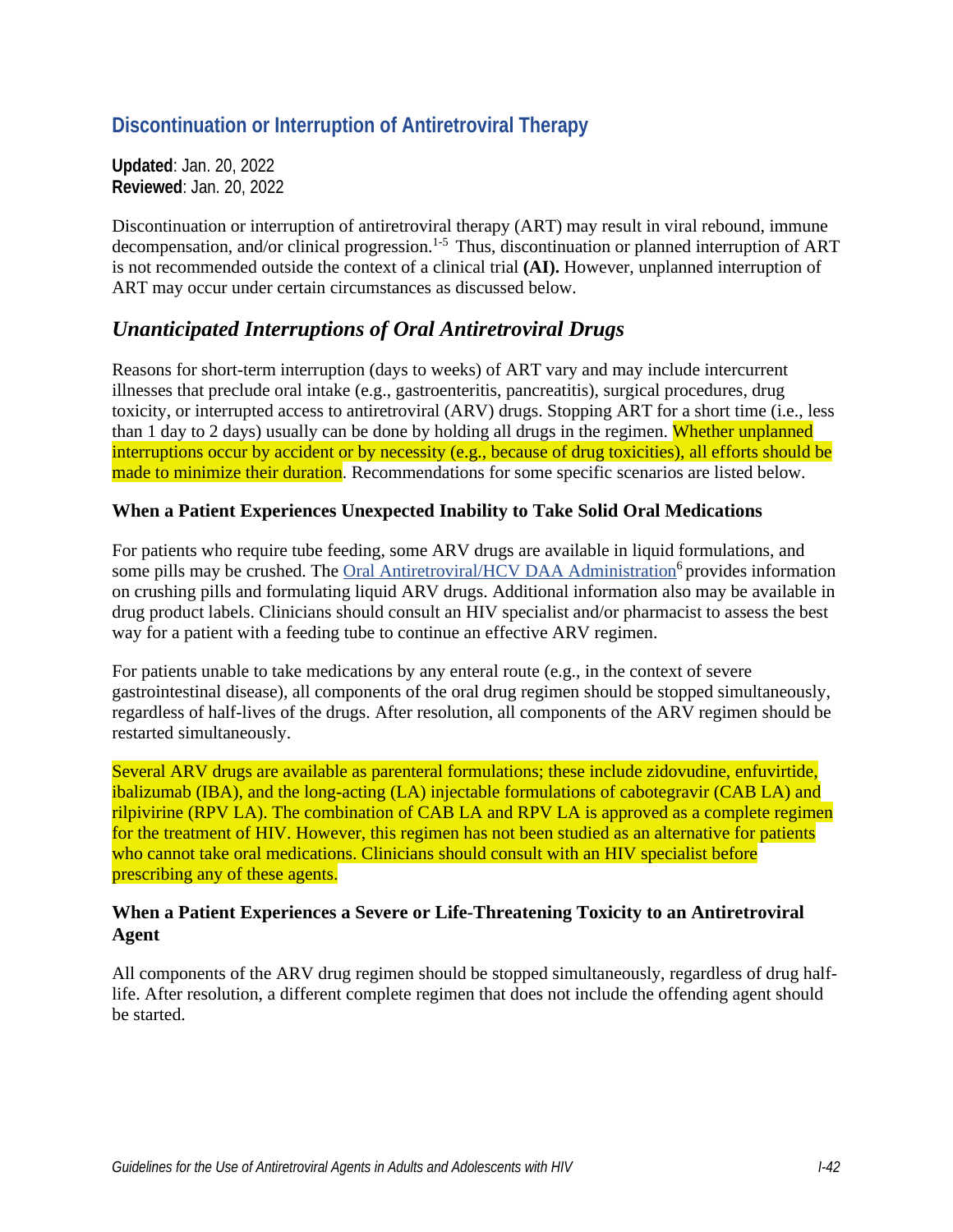## Discontinuation or Interruption of Antiretroviral Therapy

**Updated**: Jan. 20, 2022
**Reviewed**: Jan. 20, 2022

Discontinuation or interruption of antiretroviral therapy (ART) may result in viral rebound, immune decompensation, and/or clinical progression.[1-5] Thus, discontinuation or planned interruption of ART is not recommended outside the context of a clinical trial **(AI).** However, unplanned interruption of ART may occur under certain circumstances as discussed below.

### *Unanticipated Interruptions of Oral Antiretroviral Drugs*

Reasons for short-term interruption (days to weeks) of ART vary and may include intercurrent illnesses that preclude oral intake (e.g., gastroenteritis, pancreatitis), surgical procedures, drug toxicity, or interrupted access to antiretroviral (ARV) drugs. Stopping ART for a short time (i.e., less than 1 day to 2 days) usually can be done by holding all drugs in the regimen. Whether unplanned interruptions occur by accident or by necessity (e.g., because of drug toxicities), all efforts should be made to minimize their duration. Recommendations for some specific scenarios are listed below.

#### When a Patient Experiences Unexpected Inability to Take Solid Oral Medications

For patients who require tube feeding, some ARV drugs are available in liquid formulations, and some pills may be crushed. The Oral Antiretroviral/HCV DAA Administration[6] provides information on crushing pills and formulating liquid ARV drugs. Additional information also may be available in drug product labels. Clinicians should consult an HIV specialist and/or pharmacist to assess the best way for a patient with a feeding tube to continue an effective ARV regimen.

For patients unable to take medications by any enteral route (e.g., in the context of severe gastrointestinal disease), all components of the oral drug regimen should be stopped simultaneously, regardless of half-lives of the drugs. After resolution, all components of the ARV regimen should be restarted simultaneously.

Several ARV drugs are available as parenteral formulations; these include zidovudine, enfuvirtide, ibalizumab (IBA), and the long-acting (LA) injectable formulations of cabotegravir (CAB LA) and rilpivirine (RPV LA). The combination of CAB LA and RPV LA is approved as a complete regimen for the treatment of HIV. However, this regimen has not been studied as an alternative for patients who cannot take oral medications. Clinicians should consult with an HIV specialist before prescribing any of these agents.

#### When a Patient Experiences a Severe or Life-Threatening Toxicity to an Antiretroviral Agent

All components of the ARV drug regimen should be stopped simultaneously, regardless of drug half-life. After resolution, a different complete regimen that does not include the offending agent should be started.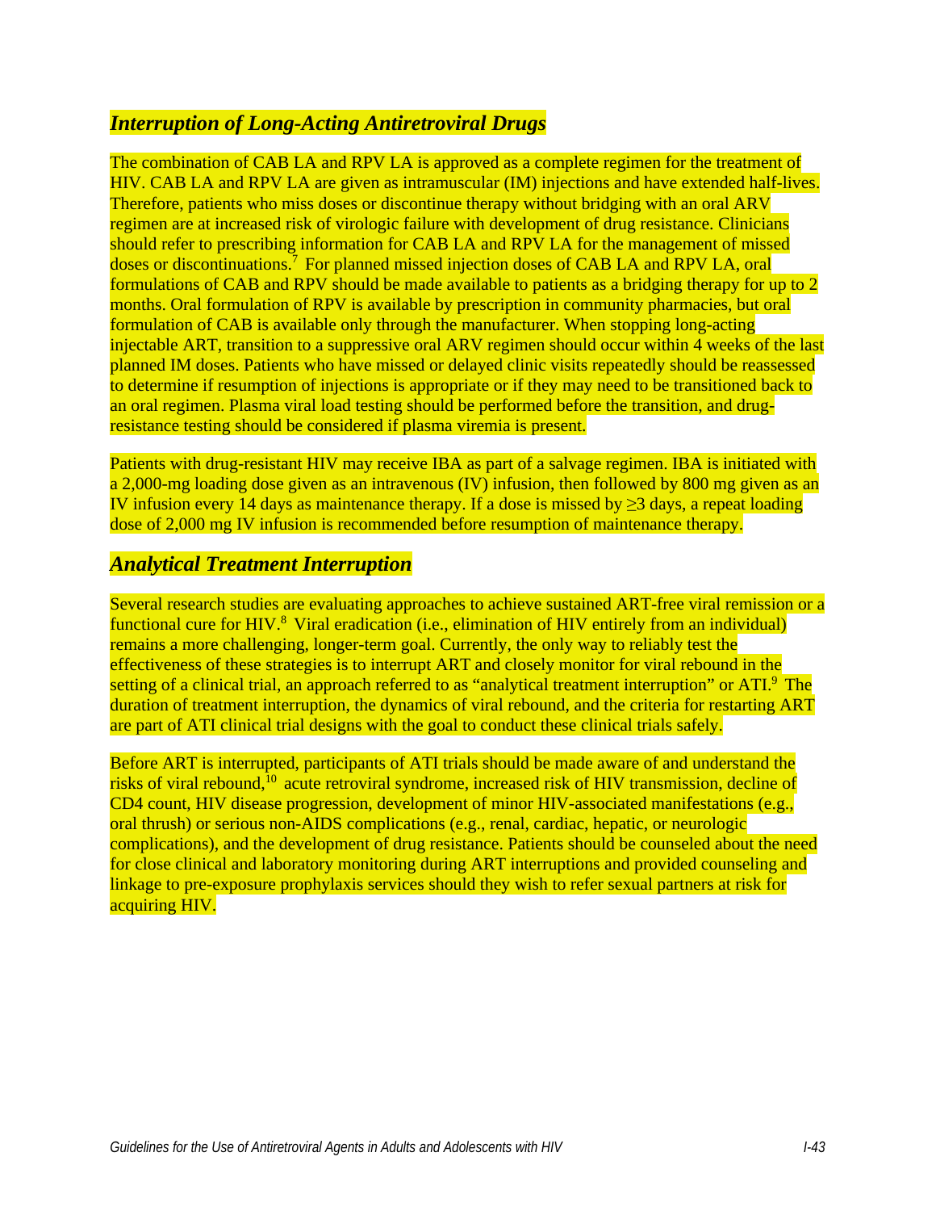## *Interruption of Long-Acting Antiretroviral Drugs*

The combination of CAB LA and RPV LA is approved as a complete regimen for the treatment of HIV. CAB LA and RPV LA are given as intramuscular (IM) injections and have extended half-lives. Therefore, patients who miss doses or discontinue therapy without bridging with an oral ARV regimen are at increased risk of virologic failure with development of drug resistance. Clinicians should refer to prescribing information for CAB LA and RPV LA for the management of missed doses or discontinuations.[7] For planned missed injection doses of CAB LA and RPV LA, oral formulations of CAB and RPV should be made available to patients as a bridging therapy for up to 2 months. Oral formulation of RPV is available by prescription in community pharmacies, but oral formulation of CAB is available only through the manufacturer. When stopping long-acting injectable ART, transition to a suppressive oral ARV regimen should occur within 4 weeks of the last planned IM doses. Patients who have missed or delayed clinic visits repeatedly should be reassessed to determine if resumption of injections is appropriate or if they may need to be transitioned back to an oral regimen. Plasma viral load testing should be performed before the transition, and drug-resistance testing should be considered if plasma viremia is present.

Patients with drug-resistant HIV may receive IBA as part of a salvage regimen. IBA is initiated with a 2,000-mg loading dose given as an intravenous (IV) infusion, then followed by 800 mg given as an IV infusion every 14 days as maintenance therapy. If a dose is missed by ≥3 days, a repeat loading dose of 2,000 mg IV infusion is recommended before resumption of maintenance therapy.

## *Analytical Treatment Interruption*

Several research studies are evaluating approaches to achieve sustained ART-free viral remission or a functional cure for HIV.[8] Viral eradication (i.e., elimination of HIV entirely from an individual) remains a more challenging, longer-term goal. Currently, the only way to reliably test the effectiveness of these strategies is to interrupt ART and closely monitor for viral rebound in the setting of a clinical trial, an approach referred to as "analytical treatment interruption" or ATI.[9] The duration of treatment interruption, the dynamics of viral rebound, and the criteria for restarting ART are part of ATI clinical trial designs with the goal to conduct these clinical trials safely.

Before ART is interrupted, participants of ATI trials should be made aware of and understand the risks of viral rebound,[10] acute retroviral syndrome, increased risk of HIV transmission, decline of CD4 count, HIV disease progression, development of minor HIV-associated manifestations (e.g., oral thrush) or serious non-AIDS complications (e.g., renal, cardiac, hepatic, or neurologic complications), and the development of drug resistance. Patients should be counseled about the need for close clinical and laboratory monitoring during ART interruptions and provided counseling and linkage to pre-exposure prophylaxis services should they wish to refer sexual partners at risk for acquiring HIV.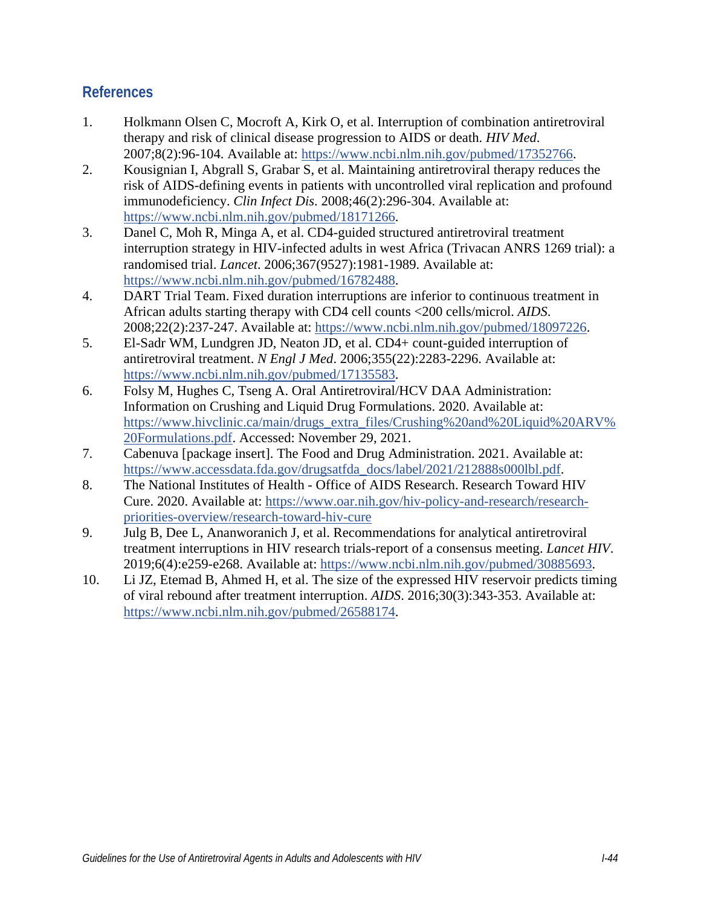## References

1. Holkmann Olsen C, Mocroft A, Kirk O, et al. Interruption of combination antiretroviral therapy and risk of clinical disease progression to AIDS or death. *HIV Med*. 2007;8(2):96-104. Available at: https://www.ncbi.nlm.nih.gov/pubmed/17352766.
2. Kousignian I, Abgrall S, Grabar S, et al. Maintaining antiretroviral therapy reduces the risk of AIDS-defining events in patients with uncontrolled viral replication and profound immunodeficiency. *Clin Infect Dis*. 2008;46(2):296-304. Available at: https://www.ncbi.nlm.nih.gov/pubmed/18171266.
3. Danel C, Moh R, Minga A, et al. CD4-guided structured antiretroviral treatment interruption strategy in HIV-infected adults in west Africa (Trivacan ANRS 1269 trial): a randomised trial. *Lancet*. 2006;367(9527):1981-1989. Available at: https://www.ncbi.nlm.nih.gov/pubmed/16782488.
4. DART Trial Team. Fixed duration interruptions are inferior to continuous treatment in African adults starting therapy with CD4 cell counts <200 cells/microl. *AIDS*. 2008;22(2):237-247. Available at: https://www.ncbi.nlm.nih.gov/pubmed/18097226.
5. El-Sadr WM, Lundgren JD, Neaton JD, et al. CD4+ count-guided interruption of antiretroviral treatment. *N Engl J Med*. 2006;355(22):2283-2296. Available at: https://www.ncbi.nlm.nih.gov/pubmed/17135583.
6. Folsy M, Hughes C, Tseng A. Oral Antiretroviral/HCV DAA Administration: Information on Crushing and Liquid Drug Formulations. 2020. Available at: https://www.hivclinic.ca/main/drugs_extra_files/Crushing%20and%20Liquid%20ARV%20Formulations.pdf. Accessed: November 29, 2021.
7. Cabenuva [package insert]. The Food and Drug Administration. 2021. Available at: https://www.accessdata.fda.gov/drugsatfda_docs/label/2021/212888s000lbl.pdf.
8. The National Institutes of Health - Office of AIDS Research. Research Toward HIV Cure. 2020. Available at: https://www.oar.nih.gov/hiv-policy-and-research/research-priorities-overview/research-toward-hiv-cure
9. Julg B, Dee L, Ananworanich J, et al. Recommendations for analytical antiretroviral treatment interruptions in HIV research trials-report of a consensus meeting. *Lancet HIV*. 2019;6(4):e259-e268. Available at: https://www.ncbi.nlm.nih.gov/pubmed/30885693.
10. Li JZ, Etemad B, Ahmed H, et al. The size of the expressed HIV reservoir predicts timing of viral rebound after treatment interruption. *AIDS*. 2016;30(3):343-353. Available at: https://www.ncbi.nlm.nih.gov/pubmed/26588174.